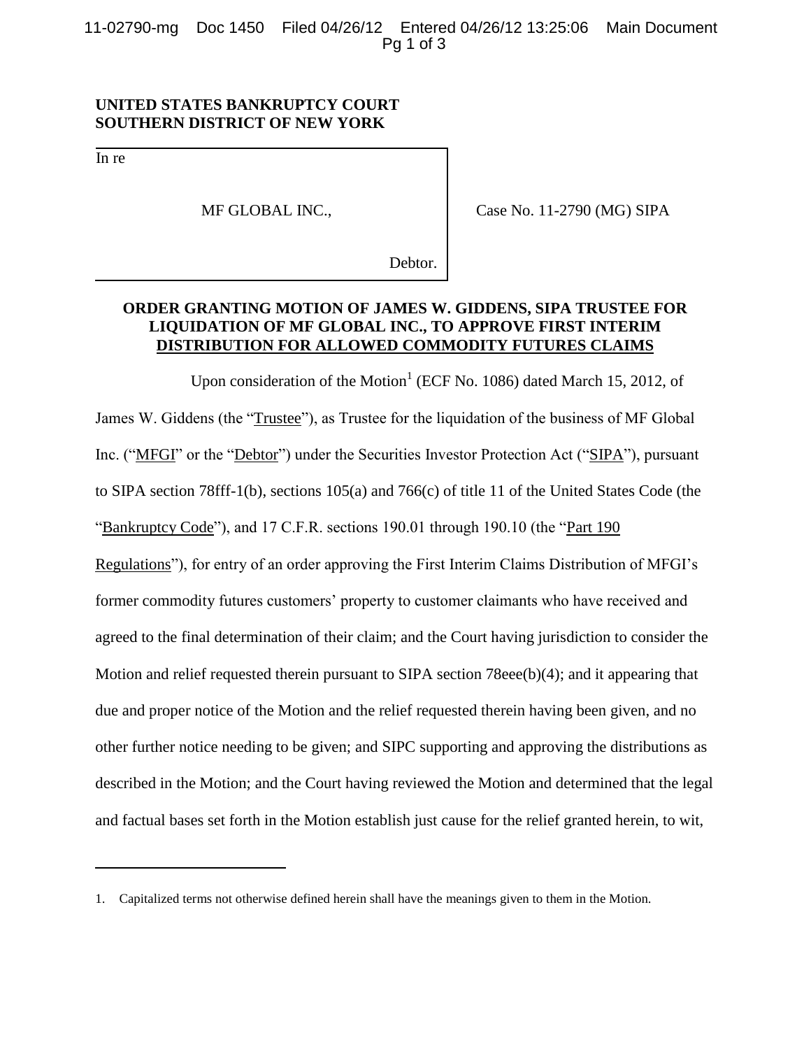**UNITED STATES BANKRUPTCY COURT**
**SOUTHERN DISTRICT OF NEW YORK**

In re

MF GLOBAL INC.,

Debtor.

Case No. 11-2790 (MG) SIPA

## ORDER GRANTING MOTION OF JAMES W. GIDDENS, SIPA TRUSTEE FOR LIQUIDATION OF MF GLOBAL INC., TO APPROVE FIRST INTERIM DISTRIBUTION FOR ALLOWED COMMODITY FUTURES CLAIMS

Upon consideration of the Motion[1] (ECF No. 1086) dated March 15, 2012, of James W. Giddens (the "Trustee"), as Trustee for the liquidation of the business of MF Global Inc. ("MFGI" or the "Debtor") under the Securities Investor Protection Act ("SIPA"), pursuant to SIPA section 78fff-1(b), sections 105(a) and 766(c) of title 11 of the United States Code (the "Bankruptcy Code"), and 17 C.F.R. sections 190.01 through 190.10 (the "Part 190 Regulations"), for entry of an order approving the First Interim Claims Distribution of MFGI's former commodity futures customers' property to customer claimants who have received and agreed to the final determination of their claim; and the Court having jurisdiction to consider the Motion and relief requested therein pursuant to SIPA section 78eee(b)(4); and it appearing that due and proper notice of the Motion and the relief requested therein having been given, and no other further notice needing to be given; and SIPC supporting and approving the distributions as described in the Motion; and the Court having reviewed the Motion and determined that the legal and factual bases set forth in the Motion establish just cause for the relief granted herein, to wit,

1. Capitalized terms not otherwise defined herein shall have the meanings given to them in the Motion.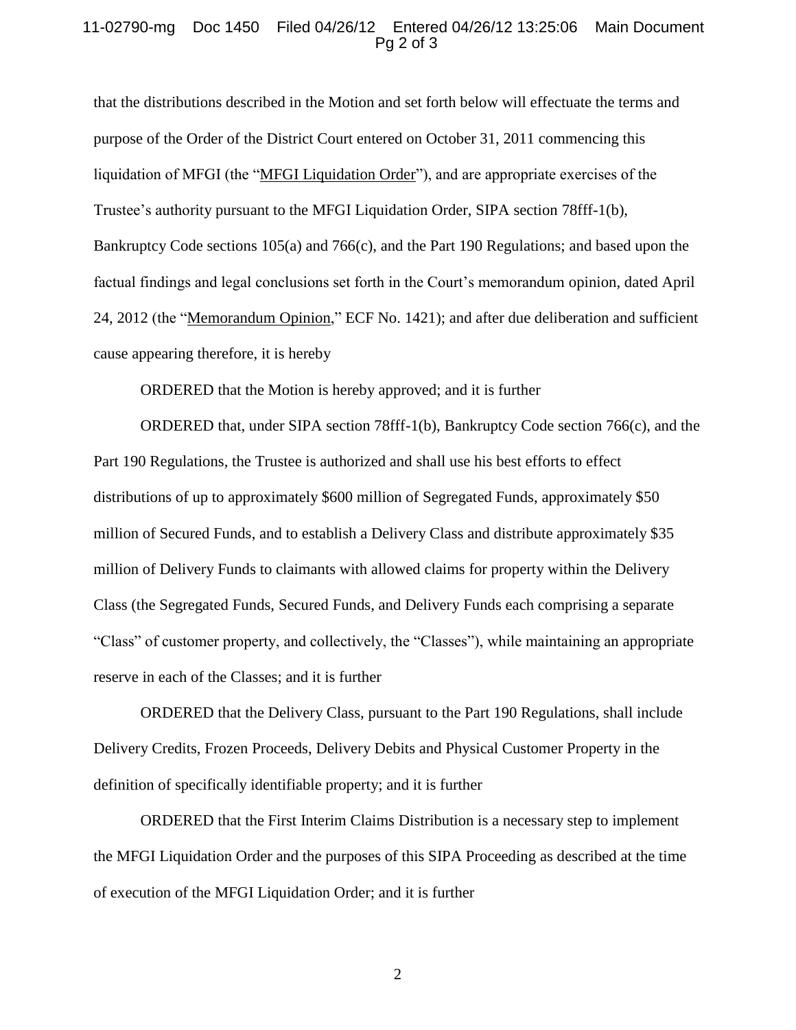that the distributions described in the Motion and set forth below will effectuate the terms and purpose of the Order of the District Court entered on October 31, 2011 commencing this liquidation of MFGI (the "MFGI Liquidation Order"), and are appropriate exercises of the Trustee's authority pursuant to the MFGI Liquidation Order, SIPA section 78fff-1(b), Bankruptcy Code sections 105(a) and 766(c), and the Part 190 Regulations; and based upon the factual findings and legal conclusions set forth in the Court's memorandum opinion, dated April 24, 2012 (the "Memorandum Opinion," ECF No. 1421); and after due deliberation and sufficient cause appearing therefore, it is hereby

ORDERED that the Motion is hereby approved; and it is further

ORDERED that, under SIPA section 78fff-1(b), Bankruptcy Code section 766(c), and the Part 190 Regulations, the Trustee is authorized and shall use his best efforts to effect distributions of up to approximately $600 million of Segregated Funds, approximately $50 million of Secured Funds, and to establish a Delivery Class and distribute approximately $35 million of Delivery Funds to claimants with allowed claims for property within the Delivery Class (the Segregated Funds, Secured Funds, and Delivery Funds each comprising a separate "Class" of customer property, and collectively, the "Classes"), while maintaining an appropriate reserve in each of the Classes; and it is further

ORDERED that the Delivery Class, pursuant to the Part 190 Regulations, shall include Delivery Credits, Frozen Proceeds, Delivery Debits and Physical Customer Property in the definition of specifically identifiable property; and it is further

ORDERED that the First Interim Claims Distribution is a necessary step to implement the MFGI Liquidation Order and the purposes of this SIPA Proceeding as described at the time of execution of the MFGI Liquidation Order; and it is further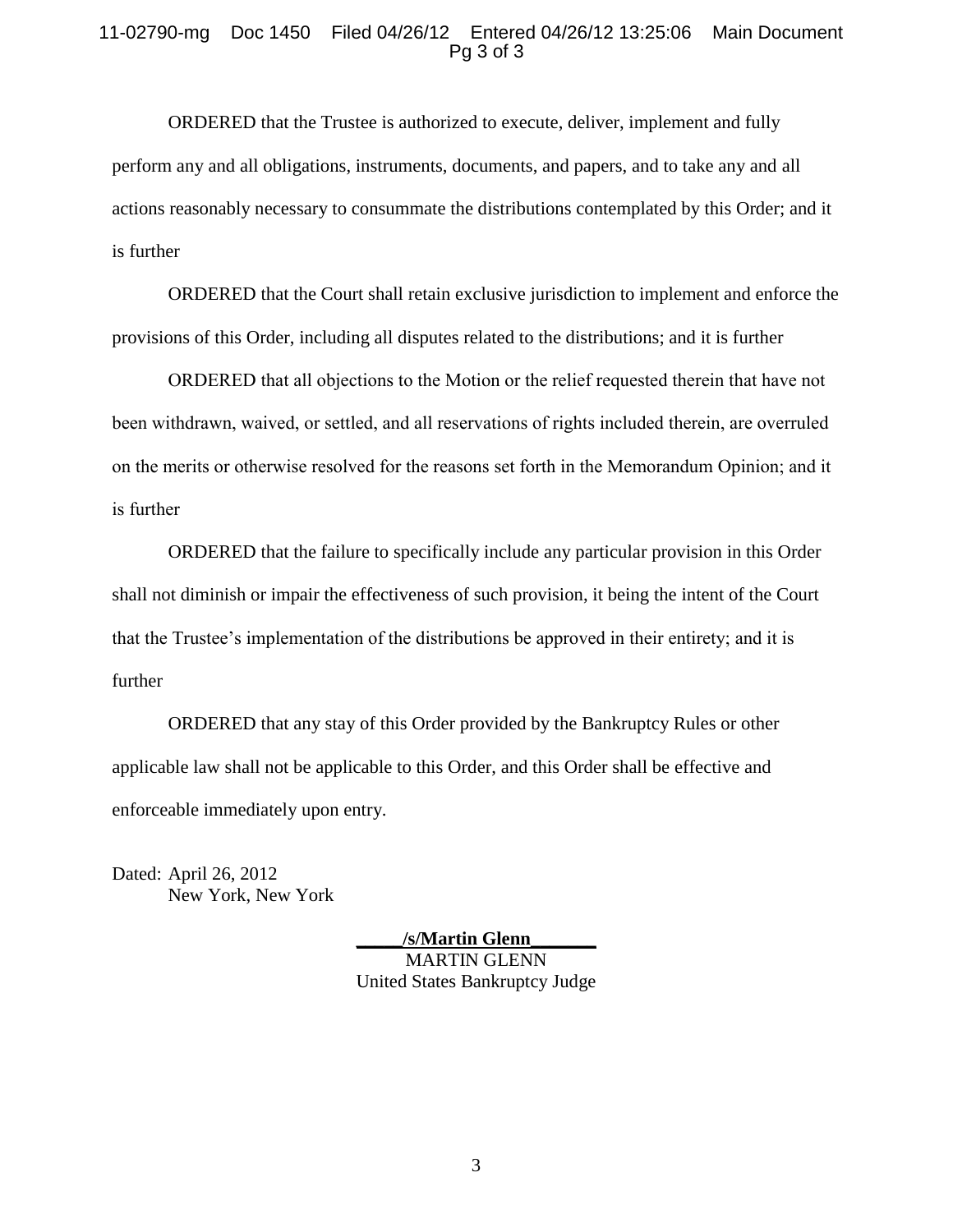ORDERED that the Trustee is authorized to execute, deliver, implement and fully perform any and all obligations, instruments, documents, and papers, and to take any and all actions reasonably necessary to consummate the distributions contemplated by this Order; and it is further

ORDERED that the Court shall retain exclusive jurisdiction to implement and enforce the provisions of this Order, including all disputes related to the distributions; and it is further

ORDERED that all objections to the Motion or the relief requested therein that have not been withdrawn, waived, or settled, and all reservations of rights included therein, are overruled on the merits or otherwise resolved for the reasons set forth in the Memorandum Opinion; and it is further

ORDERED that the failure to specifically include any particular provision in this Order shall not diminish or impair the effectiveness of such provision, it being the intent of the Court that the Trustee's implementation of the distributions be approved in their entirety; and it is further

ORDERED that any stay of this Order provided by the Bankruptcy Rules or other applicable law shall not be applicable to this Order, and this Order shall be effective and enforceable immediately upon entry.

Dated: April 26, 2012
New York, New York

**_____/s/Martin Glenn_______**
MARTIN GLENN
United States Bankruptcy Judge